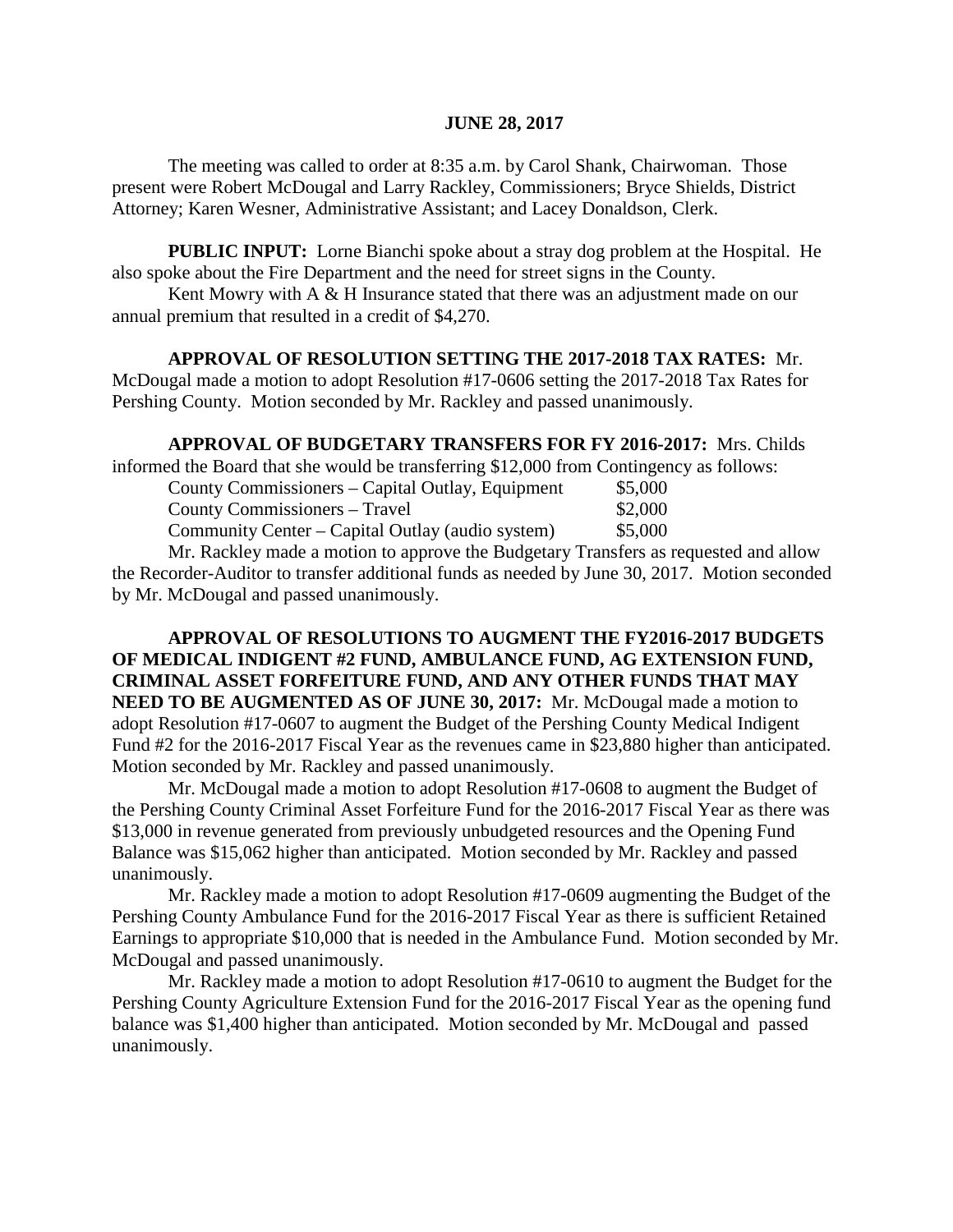**JUNE 28, 2017**

The meeting was called to order at 8:35 a.m. by Carol Shank, Chairwoman. Those present were Robert McDougal and Larry Rackley, Commissioners; Bryce Shields, District Attorney; Karen Wesner, Administrative Assistant; and Lacey Donaldson, Clerk.

**PUBLIC INPUT:** Lorne Bianchi spoke about a stray dog problem at the Hospital. He also spoke about the Fire Department and the need for street signs in the County.

Kent Mowry with A & H Insurance stated that there was an adjustment made on our annual premium that resulted in a credit of $4,270.

**APPROVAL OF RESOLUTION SETTING THE 2017-2018 TAX RATES:** Mr. McDougal made a motion to adopt Resolution #17-0606 setting the 2017-2018 Tax Rates for Pershing County. Motion seconded by Mr. Rackley and passed unanimously.

**APPROVAL OF BUDGETARY TRANSFERS FOR FY 2016-2017:** Mrs. Childs informed the Board that she would be transferring $12,000 from Contingency as follows:

| | |
|---|---|
| County Commissioners – Capital Outlay, Equipment | $5,000 |
| County Commissioners – Travel | $2,000 |
| Community Center – Capital Outlay (audio system) | $5,000 |

Mr. Rackley made a motion to approve the Budgetary Transfers as requested and allow the Recorder-Auditor to transfer additional funds as needed by June 30, 2017. Motion seconded by Mr. McDougal and passed unanimously.

**APPROVAL OF RESOLUTIONS TO AUGMENT THE FY2016-2017 BUDGETS OF MEDICAL INDIGENT #2 FUND, AMBULANCE FUND, AG EXTENSION FUND, CRIMINAL ASSET FORFEITURE FUND, AND ANY OTHER FUNDS THAT MAY NEED TO BE AUGMENTED AS OF JUNE 30, 2017:** Mr. McDougal made a motion to adopt Resolution #17-0607 to augment the Budget of the Pershing County Medical Indigent Fund #2 for the 2016-2017 Fiscal Year as the revenues came in $23,880 higher than anticipated. Motion seconded by Mr. Rackley and passed unanimously.

Mr. McDougal made a motion to adopt Resolution #17-0608 to augment the Budget of the Pershing County Criminal Asset Forfeiture Fund for the 2016-2017 Fiscal Year as there was $13,000 in revenue generated from previously unbudgeted resources and the Opening Fund Balance was $15,062 higher than anticipated. Motion seconded by Mr. Rackley and passed unanimously.

Mr. Rackley made a motion to adopt Resolution #17-0609 augmenting the Budget of the Pershing County Ambulance Fund for the 2016-2017 Fiscal Year as there is sufficient Retained Earnings to appropriate $10,000 that is needed in the Ambulance Fund. Motion seconded by Mr. McDougal and passed unanimously.

Mr. Rackley made a motion to adopt Resolution #17-0610 to augment the Budget for the Pershing County Agriculture Extension Fund for the 2016-2017 Fiscal Year as the opening fund balance was $1,400 higher than anticipated. Motion seconded by Mr. McDougal and passed unanimously.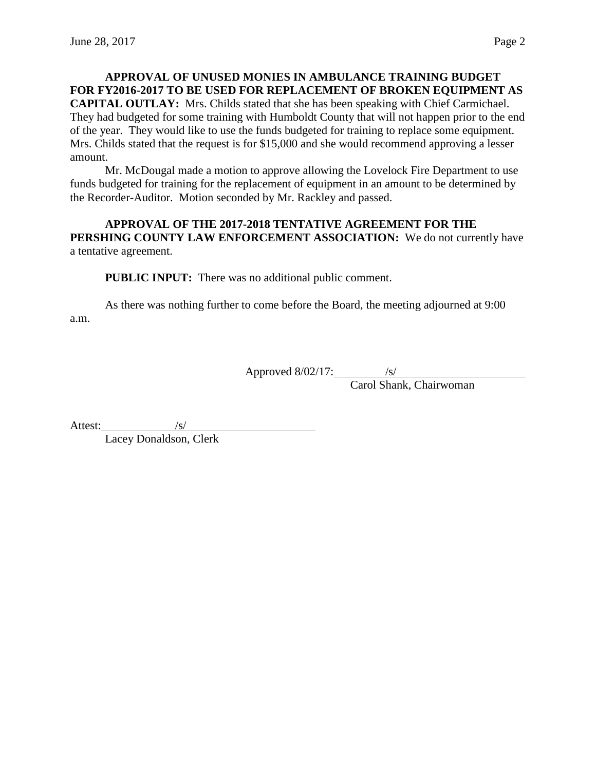**APPROVAL OF UNUSED MONIES IN AMBULANCE TRAINING BUDGET FOR FY2016-2017 TO BE USED FOR REPLACEMENT OF BROKEN EQUIPMENT AS CAPITAL OUTLAY:** Mrs. Childs stated that she has been speaking with Chief Carmichael. They had budgeted for some training with Humboldt County that will not happen prior to the end of the year. They would like to use the funds budgeted for training to replace some equipment. Mrs. Childs stated that the request is for $15,000 and she would recommend approving a lesser amount.

Mr. McDougal made a motion to approve allowing the Lovelock Fire Department to use funds budgeted for training for the replacement of equipment in an amount to be determined by the Recorder-Auditor. Motion seconded by Mr. Rackley and passed.

**APPROVAL OF THE 2017-2018 TENTATIVE AGREEMENT FOR THE PERSHING COUNTY LAW ENFORCEMENT ASSOCIATION:** We do not currently have a tentative agreement.

**PUBLIC INPUT:** There was no additional public comment.

As there was nothing further to come before the Board, the meeting adjourned at 9:00 a.m.

Approved 8/02/17: /s/
Carol Shank, Chairwoman

Attest: /s/
Lacey Donaldson, Clerk